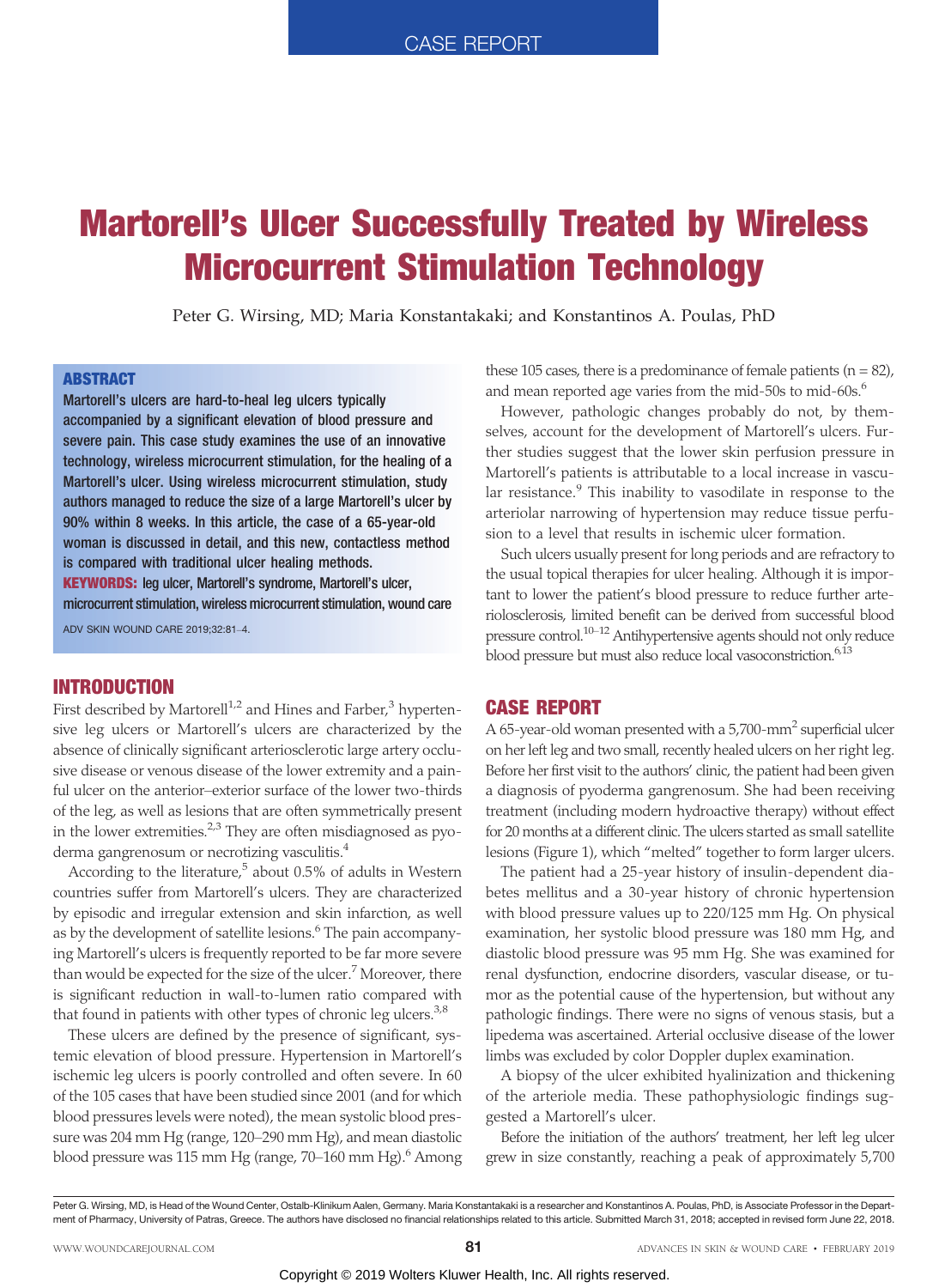CASE REPORT

# Martorell's Ulcer Successfully Treated by Wireless Microcurrent Stimulation Technology

Peter G. Wirsing, MD; Maria Konstantakaki; and Konstantinos A. Poulas, PhD

## ABSTRACT

**Martorell's ulcers are hard-to-heal leg ulcers typically accompanied by a significant elevation of blood pressure and severe pain. This case study examines the use of an innovative technology, wireless microcurrent stimulation, for the healing of a Martorell's ulcer. Using wireless microcurrent stimulation, study authors managed to reduce the size of a large Martorell's ulcer by 90% within 8 weeks. In this article, the case of a 65-year-old woman is discussed in detail, and this new, contactless method is compared with traditional ulcer healing methods.**

**KEYWORDS:** leg ulcer, Martorell's syndrome, Martorell's ulcer, microcurrent stimulation, wireless microcurrent stimulation, wound care

ADV SKIN WOUND CARE 2019;32:81–4.

## INTRODUCTION

First described by Martorell[1,2] and Hines and Farber,[3] hypertensive leg ulcers or Martorell's ulcers are characterized by the absence of clinically significant arteriosclerotic large artery occlusive disease or venous disease of the lower extremity and a painful ulcer on the anterior–exterior surface of the lower two-thirds of the leg, as well as lesions that are often symmetrically present in the lower extremities.[2,3] They are often misdiagnosed as pyoderma gangrenosum or necrotizing vasculitis.[4]

According to the literature,[5] about 0.5% of adults in Western countries suffer from Martorell's ulcers. They are characterized by episodic and irregular extension and skin infarction, as well as by the development of satellite lesions.[6] The pain accompanying Martorell's ulcers is frequently reported to be far more severe than would be expected for the size of the ulcer.[7] Moreover, there is significant reduction in wall-to-lumen ratio compared with that found in patients with other types of chronic leg ulcers.[3,8]

These ulcers are defined by the presence of significant, systemic elevation of blood pressure. Hypertension in Martorell's ischemic leg ulcers is poorly controlled and often severe. In 60 of the 105 cases that have been studied since 2001 (and for which blood pressures levels were noted), the mean systolic blood pressure was 204 mm Hg (range, 120–290 mm Hg), and mean diastolic blood pressure was 115 mm Hg (range, 70–160 mm Hg).[6] Among these 105 cases, there is a predominance of female patients (n = 82), and mean reported age varies from the mid-50s to mid-60s.[6]

However, pathologic changes probably do not, by themselves, account for the development of Martorell's ulcers. Further studies suggest that the lower skin perfusion pressure in Martorell's patients is attributable to a local increase in vascular resistance.[9] This inability to vasodilate in response to the arteriolar narrowing of hypertension may reduce tissue perfusion to a level that results in ischemic ulcer formation.

Such ulcers usually present for long periods and are refractory to the usual topical therapies for ulcer healing. Although it is important to lower the patient's blood pressure to reduce further arteriolosclerosis, limited benefit can be derived from successful blood pressure control.[10–12] Antihypertensive agents should not only reduce blood pressure but must also reduce local vasoconstriction.[6,13]

## CASE REPORT

A 65-year-old woman presented with a 5,700-mm$^2$ superficial ulcer on her left leg and two small, recently healed ulcers on her right leg. Before her first visit to the authors' clinic, the patient had been given a diagnosis of pyoderma gangrenosum. She had been receiving treatment (including modern hydroactive therapy) without effect for 20 months at a different clinic. The ulcers started as small satellite lesions (Figure 1), which "melted" together to form larger ulcers.

The patient had a 25-year history of insulin-dependent diabetes mellitus and a 30-year history of chronic hypertension with blood pressure values up to 220/125 mm Hg. On physical examination, her systolic blood pressure was 180 mm Hg, and diastolic blood pressure was 95 mm Hg. She was examined for renal dysfunction, endocrine disorders, vascular disease, or tumor as the potential cause of the hypertension, but without any pathologic findings. There were no signs of venous stasis, but a lipedema was ascertained. Arterial occlusive disease of the lower limbs was excluded by color Doppler duplex examination.

A biopsy of the ulcer exhibited hyalinization and thickening of the arteriole media. These pathophysiologic findings suggested a Martorell's ulcer.

Before the initiation of the authors' treatment, her left leg ulcer grew in size constantly, reaching a peak of approximately 5,700

Peter G. Wirsing, MD, is Head of the Wound Center, Ostalb-Klinikum Aalen, Germany. Maria Konstantakaki is a researcher and Konstantinos A. Poulas, PhD, is Associate Professor in the Department of Pharmacy, University of Patras, Greece. The authors have disclosed no financial relationships related to this article. Submitted March 31, 2018; accepted in revised form June 22, 2018.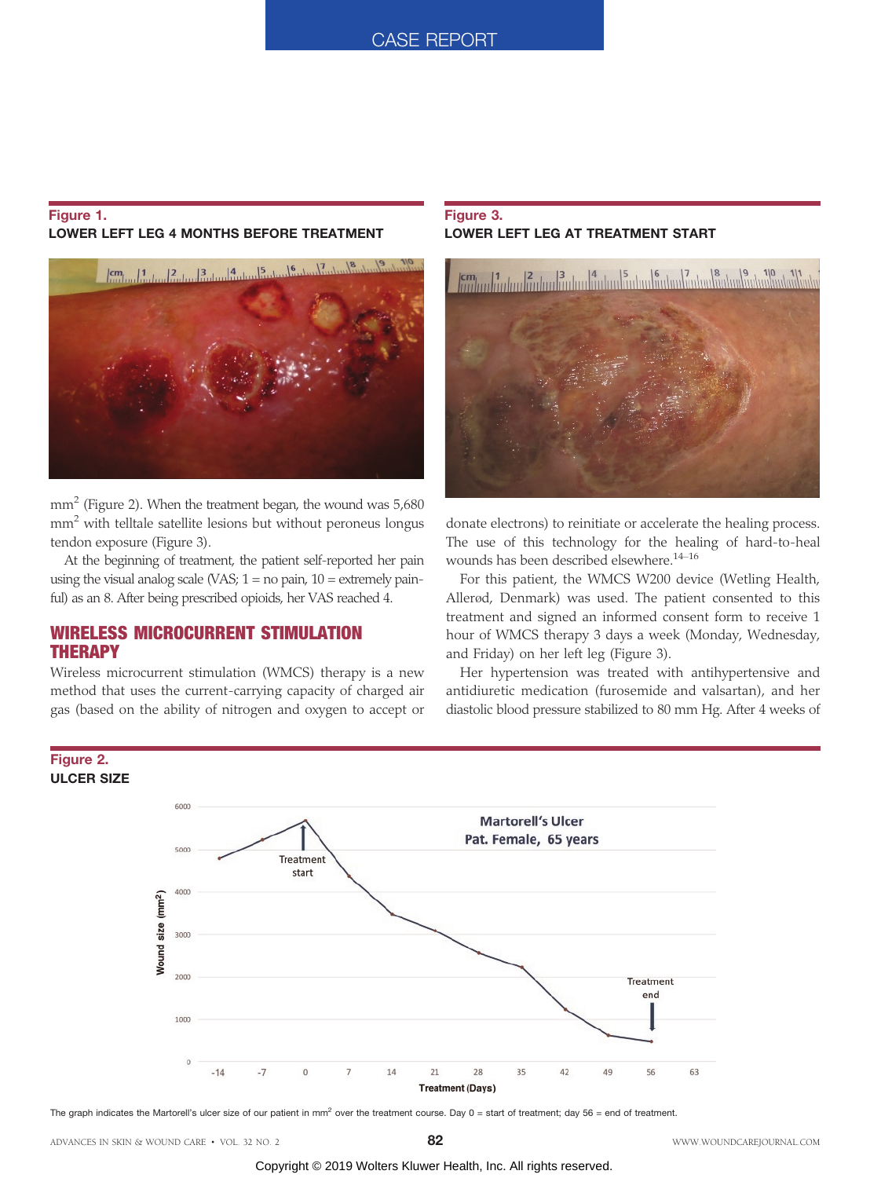Figure 1.
**LOWER LEFT LEG 4 MONTHS BEFORE TREATMENT**

mm$^2$ (Figure 2). When the treatment began, the wound was 5,680 mm$^2$ with telltale satellite lesions but without peroneus longus tendon exposure (Figure 3).

At the beginning of treatment, the patient self-reported her pain using the visual analog scale (VAS; 1 = no pain, 10 = extremely painful) as an 8. After being prescribed opioids, her VAS reached 4.

## WIRELESS MICROCURRENT STIMULATION THERAPY

Wireless microcurrent stimulation (WMCS) therapy is a new method that uses the current-carrying capacity of charged air gas (based on the ability of nitrogen and oxygen to accept or

Figure 3.
**LOWER LEFT LEG AT TREATMENT START**

donate electrons) to reinitiate or accelerate the healing process. The use of this technology for the healing of hard-to-heal wounds has been described elsewhere.[14–16]

For this patient, the WMCS W200 device (Wetling Health, Allerød, Denmark) was used. The patient consented to this treatment and signed an informed consent form to receive 1 hour of WMCS therapy 3 days a week (Monday, Wednesday, and Friday) on her left leg (Figure 3).

Her hypertension was treated with antihypertensive and antidiuretic medication (furosemide and valsartan), and her diastolic blood pressure stabilized to 80 mm Hg. After 4 weeks of

Figure 2.
**ULCER SIZE**

The graph indicates the Martorell's ulcer size of our patient in mm$^2$ over the treatment course. Day 0 = start of treatment; day 56 = end of treatment.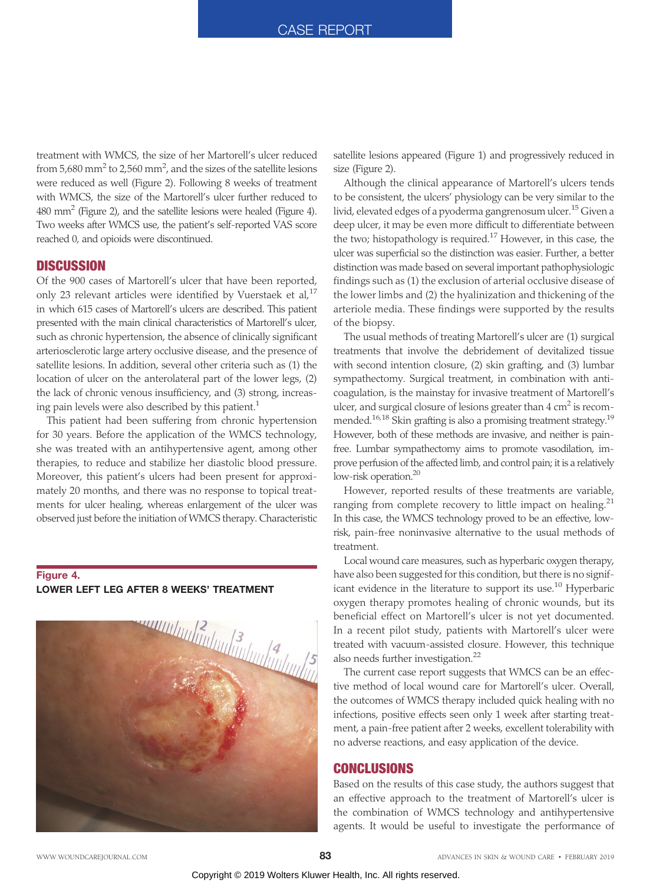treatment with WMCS, the size of her Martorell's ulcer reduced from 5,680 $mm^2$ to 2,560 $mm^2$, and the sizes of the satellite lesions were reduced as well (Figure 2). Following 8 weeks of treatment with WMCS, the size of the Martorell's ulcer further reduced to 480 $mm^2$ (Figure 2), and the satellite lesions were healed (Figure 4). Two weeks after WMCS use, the patient's self-reported VAS score reached 0, and opioids were discontinued.

## DISCUSSION

Of the 900 cases of Martorell's ulcer that have been reported, only 23 relevant articles were identified by Vuerstaek et al,[17] in which 615 cases of Martorell's ulcers are described. This patient presented with the main clinical characteristics of Martorell's ulcer, such as chronic hypertension, the absence of clinically significant arteriosclerotic large artery occlusive disease, and the presence of satellite lesions. In addition, several other criteria such as (1) the location of ulcer on the anterolateral part of the lower legs, (2) the lack of chronic venous insufficiency, and (3) strong, increasing pain levels were also described by this patient.[1]

This patient had been suffering from chronic hypertension for 30 years. Before the application of the WMCS technology, she was treated with an antihypertensive agent, among other therapies, to reduce and stabilize her diastolic blood pressure. Moreover, this patient's ulcers had been present for approximately 20 months, and there was no response to topical treatments for ulcer healing, whereas enlargement of the ulcer was observed just before the initiation of WMCS therapy. Characteristic satellite lesions appeared (Figure 1) and progressively reduced in size (Figure 2).

**Figure 4.**
**LOWER LEFT LEG AFTER 8 WEEKS' TREATMENT**

Although the clinical appearance of Martorell's ulcers tends to be consistent, the ulcers' physiology can be very similar to the livid, elevated edges of a pyoderma gangrenosum ulcer.[15] Given a deep ulcer, it may be even more difficult to differentiate between the two; histopathology is required.[17] However, in this case, the ulcer was superficial so the distinction was easier. Further, a better distinction was made based on several important pathophysiologic findings such as (1) the exclusion of arterial occlusive disease of the lower limbs and (2) the hyalinization and thickening of the arteriole media. These findings were supported by the results of the biopsy.

The usual methods of treating Martorell's ulcer are (1) surgical treatments that involve the debridement of devitalized tissue with second intention closure, (2) skin grafting, and (3) lumbar sympathectomy. Surgical treatment, in combination with anticoagulation, is the mainstay for invasive treatment of Martorell's ulcer, and surgical closure of lesions greater than 4 $cm^2$ is recommended.[16,18] Skin grafting is also a promising treatment strategy.[19] However, both of these methods are invasive, and neither is pain-free. Lumbar sympathectomy aims to promote vasodilation, improve perfusion of the affected limb, and control pain; it is a relatively low-risk operation.[20]

However, reported results of these treatments are variable, ranging from complete recovery to little impact on healing.[21] In this case, the WMCS technology proved to be an effective, low-risk, pain-free noninvasive alternative to the usual methods of treatment.

Local wound care measures, such as hyperbaric oxygen therapy, have also been suggested for this condition, but there is no significant evidence in the literature to support its use.[10] Hyperbaric oxygen therapy promotes healing of chronic wounds, but its beneficial effect on Martorell's ulcer is not yet documented. In a recent pilot study, patients with Martorell's ulcer were treated with vacuum-assisted closure. However, this technique also needs further investigation.[22]

The current case report suggests that WMCS can be an effective method of local wound care for Martorell's ulcer. Overall, the outcomes of WMCS therapy included quick healing with no infections, positive effects seen only 1 week after starting treatment, a pain-free patient after 2 weeks, excellent tolerability with no adverse reactions, and easy application of the device.

## CONCLUSIONS

Based on the results of this case study, the authors suggest that an effective approach to the treatment of Martorell's ulcer is the combination of WMCS technology and antihypertensive agents. It would be useful to investigate the performance of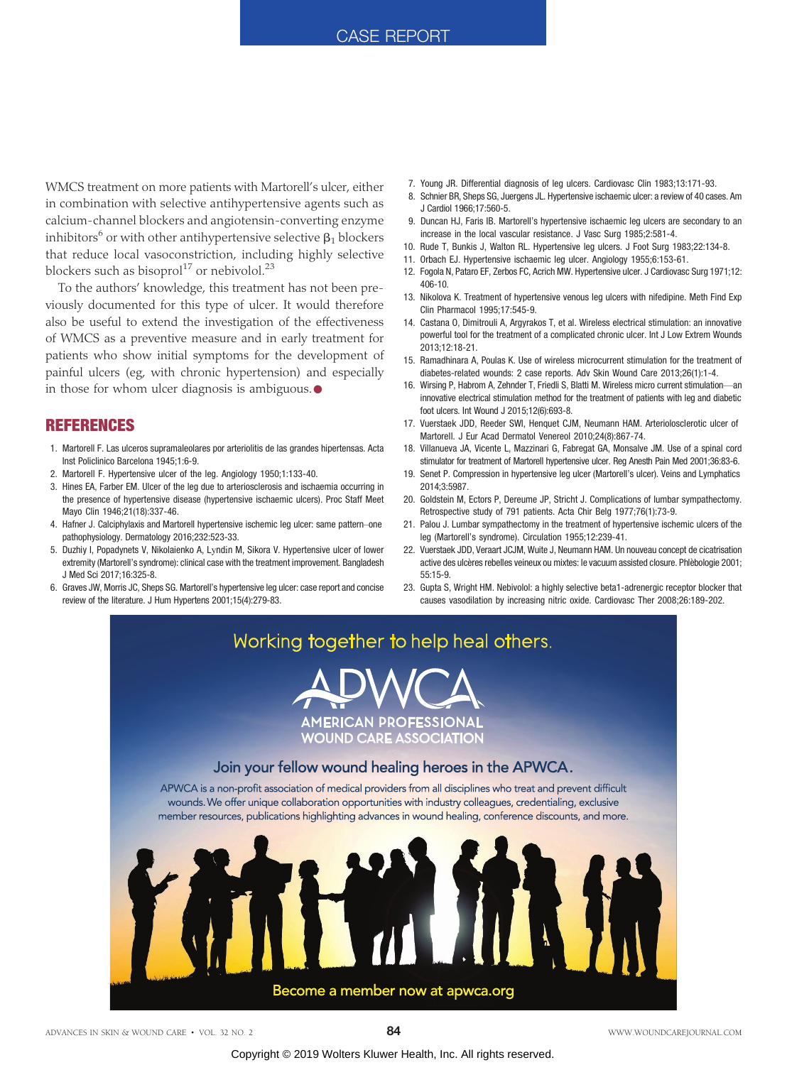WMCS treatment on more patients with Martorell's ulcer, either in combination with selective antihypertensive agents such as calcium-channel blockers and angiotensin-converting enzyme inhibitors[6] or with other antihypertensive selective $\beta_1$ blockers that reduce local vasoconstriction, including highly selective blockers such as bisoprol[17] or nebivolol.[23]

To the authors' knowledge, this treatment has not been previously documented for this type of ulcer. It would therefore also be useful to extend the investigation of the effectiveness of WMCS as a preventive measure and in early treatment for patients who show initial symptoms for the development of painful ulcers (eg, with chronic hypertension) and especially in those for whom ulcer diagnosis is ambiguous.●

## REFERENCES

1. Martorell F. Las ulceros supramaleolares por arteriolitis de las grandes hipertensas. Acta Inst Policlinico Barcelona 1945;1:6-9.
2. Martorell F. Hypertensive ulcer of the leg. Angiology 1950;1:133-40.
3. Hines EA, Farber EM. Ulcer of the leg due to arteriosclerosis and ischaemia occurring in the presence of hypertensive disease (hypertensive ischaemic ulcers). Proc Staff Meet Mayo Clin 1946;21(18):337-46.
4. Hafner J. Calciphylaxis and Martorell hypertensive ischemic leg ulcer: same pattern–one pathophysiology. Dermatology 2016;232:523-33.
5. Duzhiy I, Popadynets V, Nikolaienko A, Lyndin M, Sikora V. Hypertensive ulcer of lower extremity (Martorell's syndrome): clinical case with the treatment improvement. Bangladesh J Med Sci 2017;16:325-8.
6. Graves JW, Morris JC, Sheps SG. Martorell's hypertensive leg ulcer: case report and concise review of the literature. J Hum Hypertens 2001;15(4):279-83.
7. Young JR. Differential diagnosis of leg ulcers. Cardiovasc Clin 1983;13:171-93.
8. Schnier BR, Sheps SG, Juergens JL. Hypertensive ischaemic ulcer: a review of 40 cases. Am J Cardiol 1966;17:560-5.
9. Duncan HJ, Faris IB. Martorell's hypertensive ischaemic leg ulcers are secondary to an increase in the local vascular resistance. J Vasc Surg 1985;2:581-4.
10. Rude T, Bunkis J, Walton RL. Hypertensive leg ulcers. J Foot Surg 1983;22:134-8.
11. Orbach EJ. Hypertensive ischaemic leg ulcer. Angiology 1955;6:153-61.
12. Fogola N, Pataro EF, Zerbos FC, Acrich MW. Hypertensive ulcer. J Cardiovasc Surg 1971;12:406-10.
13. Nikolova K. Treatment of hypertensive venous leg ulcers with nifedipine. Meth Find Exp Clin Pharmacol 1995;17:545-9.
14. Castana O, Dimitrouli A, Argyrakos T, et al. Wireless electrical stimulation: an innovative powerful tool for the treatment of a complicated chronic ulcer. Int J Low Extrem Wounds 2013;12:18-21.
15. Ramadhinara A, Poulas K. Use of wireless microcurrent stimulation for the treatment of diabetes-related wounds: 2 case reports. Adv Skin Wound Care 2013;26(1):1-4.
16. Wirsing P, Habrom A, Zehnder T, Friedli S, Blatti M. Wireless micro current stimulation—an innovative electrical stimulation method for the treatment of patients with leg and diabetic foot ulcers. Int Wound J 2015;12(6):693-8.
17. Vuerstaek JDD, Reeder SWI, Henquet CJM, Neumann HAM. Arteriolosclerotic ulcer of Martorell. J Eur Acad Dermatol Venereol 2010;24(8):867-74.
18. Villanueva JA, Vicente L, Mazzinari G, Fabregat GA, Monsalve JM. Use of a spinal cord stimulator for treatment of Martorell hypertensive ulcer. Reg Anesth Pain Med 2001;36:83-6.
19. Senet P. Compression in hypertensive leg ulcer (Martorell's ulcer). Veins and Lymphatics 2014;3:5987.
20. Goldstein M, Ectors P, Dereume JP, Stricht J. Complications of lumbar sympathectomy. Retrospective study of 791 patients. Acta Chir Belg 1977;76(1):73-9.
21. Palou J. Lumbar sympathectomy in the treatment of hypertensive ischemic ulcers of the leg (Martorell's syndrome). Circulation 1955;12:239-41.
22. Vuerstaek JDD, Veraart JCJM, Wuite J, Neumann HAM. Un nouveau concept de cicatrisation active des ulcères rebelles veineux ou mixtes: le vacuum assisted closure. Phlèbologie 2001;55:15-9.
23. Gupta S, Wright HM. Nebivolol: a highly selective beta1-adrenergic receptor blocker that causes vasodilation by increasing nitric oxide. Cardiovasc Ther 2008;26:189-202.

Working together to help heal others.

APWCA
AMERICAN PROFESSIONAL WOUND CARE ASSOCIATION

Join your fellow wound healing heroes in the APWCA.

APWCA is a non-profit association of medical providers from all disciplines who treat and prevent difficult wounds. We offer unique collaboration opportunities with industry colleagues, credentialing, exclusive member resources, publications highlighting advances in wound healing, conference discounts, and more.

Become a member now at apwca.org